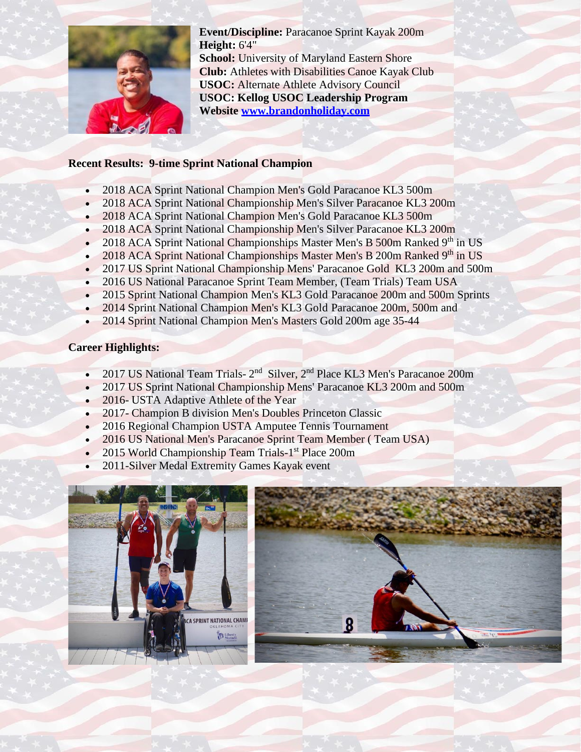**Event/Discipline:** Paracanoe Sprint Kayak 200m
**Height:** 6'4"
**School:** University of Maryland Eastern Shore
**Club:** Athletes with Disabilities Canoe Kayak Club
**USOC:** Alternate Athlete Advisory Council
**USOC: Kellog USOC Leadership Program**
**Website [www.brandonholiday.com](http://www.brandonholiday.com)**

**Recent Results: 9-time Sprint National Champion**

- 2018 ACA Sprint National Champion Men's Gold Paracanoe KL3 500m
- 2018 ACA Sprint National Championship Men's Silver Paracanoe KL3 200m
- 2018 ACA Sprint National Champion Men's Gold Paracanoe KL3 500m
- 2018 ACA Sprint National Championship Men's Silver Paracanoe KL3 200m
- 2018 ACA Sprint National Championships Master Men's B 500m Ranked 9th in US
- 2018 ACA Sprint National Championships Master Men's B 200m Ranked 9th in US
- 2017 US Sprint National Championship Mens' Paracanoe Gold KL3 200m and 500m
- 2016 US National Paracanoe Sprint Team Member, (Team Trials) Team USA
- 2015 Sprint National Champion Men's KL3 Gold Paracanoe 200m and 500m Sprints
- 2014 Sprint National Champion Men's KL3 Gold Paracanoe 200m, 500m and
- 2014 Sprint National Champion Men's Masters Gold 200m age 35-44

**Career Highlights:**

- 2017 US National Team Trials- 2nd Silver, 2nd Place KL3 Men's Paracanoe 200m
- 2017 US Sprint National Championship Mens' Paracanoe KL3 200m and 500m
- 2016- USTA Adaptive Athlete of the Year
- 2017- Champion B division Men's Doubles Princeton Classic
- 2016 Regional Champion USTA Amputee Tennis Tournament
- 2016 US National Men's Paracanoe Sprint Team Member ( Team USA)
- 2015 World Championship Team Trials-1st Place 200m
- 2011-Silver Medal Extremity Games Kayak event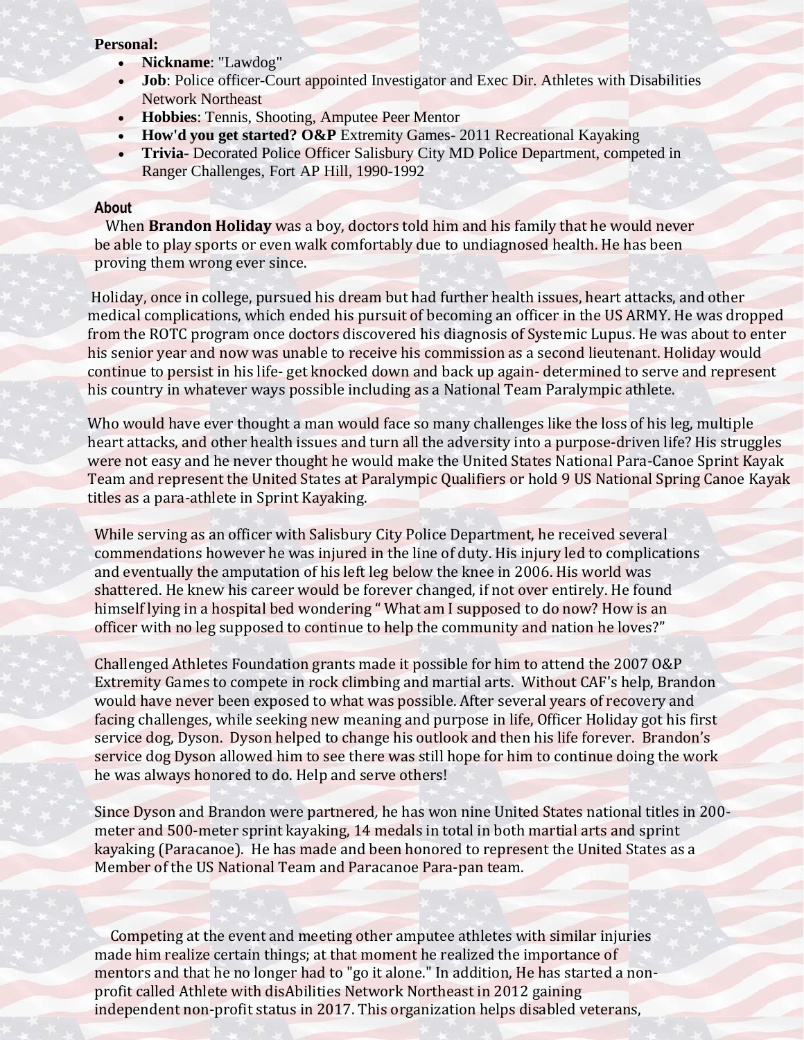**Personal:**

- **Nickname**: "Lawdog"
- **Job**: Police officer-Court appointed Investigator and Exec Dir. Athletes with Disabilities Network Northeast
- **Hobbies**: Tennis, Shooting, Amputee Peer Mentor
- **How'd you get started? O&P** Extremity Games- 2011 Recreational Kayaking
- **Trivia-** Decorated Police Officer Salisbury City MD Police Department, competed in Ranger Challenges, Fort AP Hill, 1990-1992

**About**

When **Brandon Holiday** was a boy, doctors told him and his family that he would never be able to play sports or even walk comfortably due to undiagnosed health. He has been proving them wrong ever since.

Holiday, once in college, pursued his dream but had further health issues, heart attacks, and other medical complications, which ended his pursuit of becoming an officer in the US ARMY. He was dropped from the ROTC program once doctors discovered his diagnosis of Systemic Lupus. He was about to enter his senior year and now was unable to receive his commission as a second lieutenant. Holiday would continue to persist in his life- get knocked down and back up again- determined to serve and represent his country in whatever ways possible including as a National Team Paralympic athlete.

Who would have ever thought a man would face so many challenges like the loss of his leg, multiple heart attacks, and other health issues and turn all the adversity into a purpose-driven life? His struggles were not easy and he never thought he would make the United States National Para-Canoe Sprint Kayak Team and represent the United States at Paralympic Qualifiers or hold 9 US National Spring Canoe Kayak titles as a para-athlete in Sprint Kayaking.

While serving as an officer with Salisbury City Police Department, he received several commendations however he was injured in the line of duty. His injury led to complications and eventually the amputation of his left leg below the knee in 2006. His world was shattered. He knew his career would be forever changed, if not over entirely. He found himself lying in a hospital bed wondering " What am I supposed to do now? How is an officer with no leg supposed to continue to help the community and nation he loves?"

Challenged Athletes Foundation grants made it possible for him to attend the 2007 O&P Extremity Games to compete in rock climbing and martial arts. Without CAF's help, Brandon would have never been exposed to what was possible. After several years of recovery and facing challenges, while seeking new meaning and purpose in life, Officer Holiday got his first service dog, Dyson. Dyson helped to change his outlook and then his life forever. Brandon's service dog Dyson allowed him to see there was still hope for him to continue doing the work he was always honored to do. Help and serve others!

Since Dyson and Brandon were partnered, he has won nine United States national titles in 200-meter and 500-meter sprint kayaking, 14 medals in total in both martial arts and sprint kayaking (Paracanoe). He has made and been honored to represent the United States as a Member of the US National Team and Paracanoe Para-pan team.

Competing at the event and meeting other amputee athletes with similar injuries made him realize certain things; at that moment he realized the importance of mentors and that he no longer had to "go it alone." In addition, He has started a non-profit called Athlete with disAbilities Network Northeast in 2012 gaining independent non-profit status in 2017. This organization helps disabled veterans,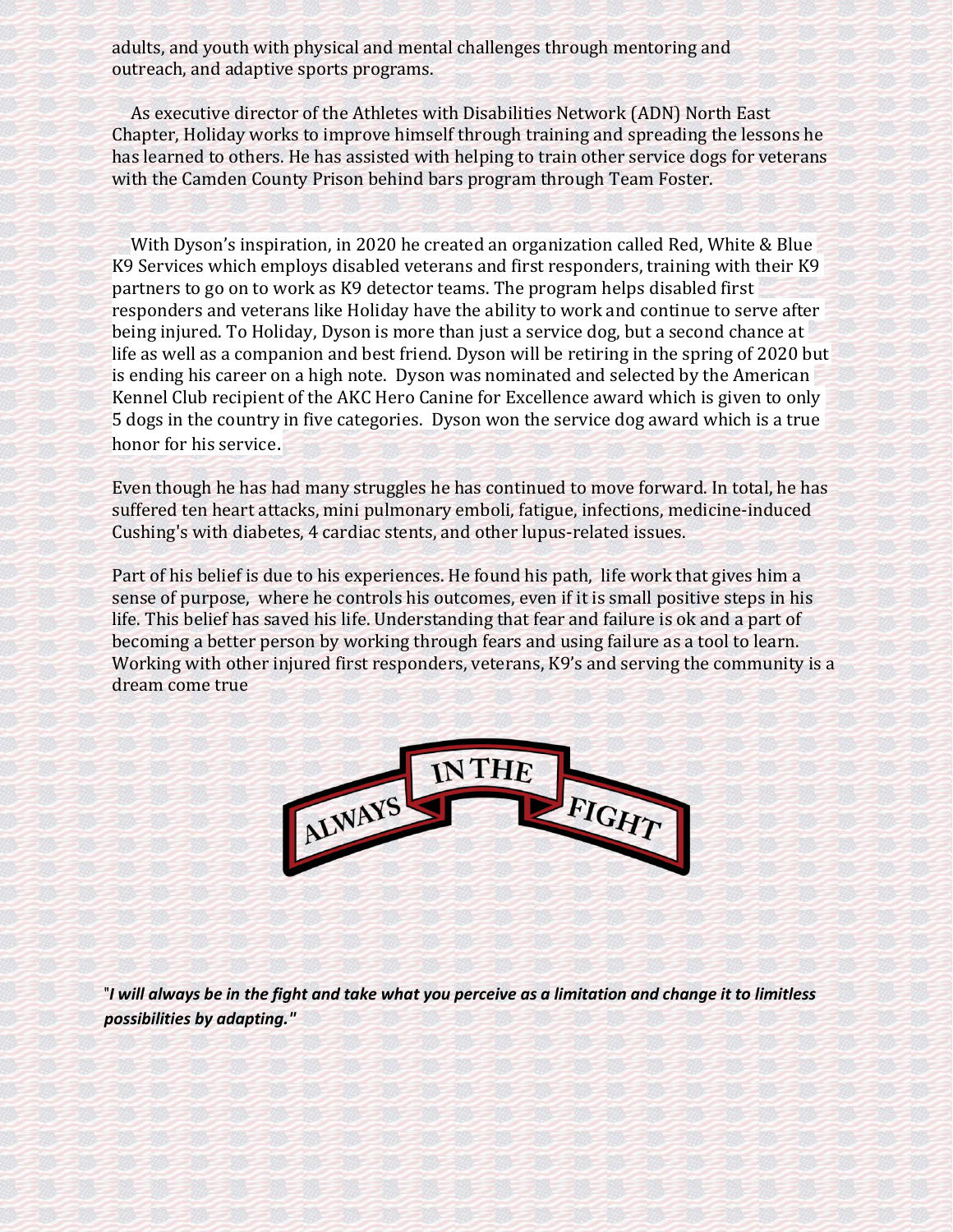adults, and youth with physical and mental challenges through mentoring and outreach, and adaptive sports programs.

As executive director of the Athletes with Disabilities Network (ADN) North East Chapter, Holiday works to improve himself through training and spreading the lessons he has learned to others. He has assisted with helping to train other service dogs for veterans with the Camden County Prison behind bars program through Team Foster.

With Dyson's inspiration, in 2020 he created an organization called Red, White & Blue K9 Services which employs disabled veterans and first responders, training with their K9 partners to go on to work as K9 detector teams. The program helps disabled first responders and veterans like Holiday have the ability to work and continue to serve after being injured. To Holiday, Dyson is more than just a service dog, but a second chance at life as well as a companion and best friend. Dyson will be retiring in the spring of 2020 but is ending his career on a high note. Dyson was nominated and selected by the American Kennel Club recipient of the AKC Hero Canine for Excellence award which is given to only 5 dogs in the country in five categories. Dyson won the service dog award which is a true honor for his service.

Even though he has had many struggles he has continued to move forward. In total, he has suffered ten heart attacks, mini pulmonary emboli, fatigue, infections, medicine-induced Cushing's with diabetes, 4 cardiac stents, and other lupus-related issues.

Part of his belief is due to his experiences. He found his path, life work that gives him a sense of purpose, where he controls his outcomes, even if it is small positive steps in his life. This belief has saved his life. Understanding that fear and failure is ok and a part of becoming a better person by working through fears and using failure as a tool to learn. Working with other injured first responders, veterans, K9's and serving the community is a dream come true

ALWAYS IN THE FIGHT

"***I will always be in the fight and take what you perceive as a limitation and change it to limitless possibilities by adapting.***"